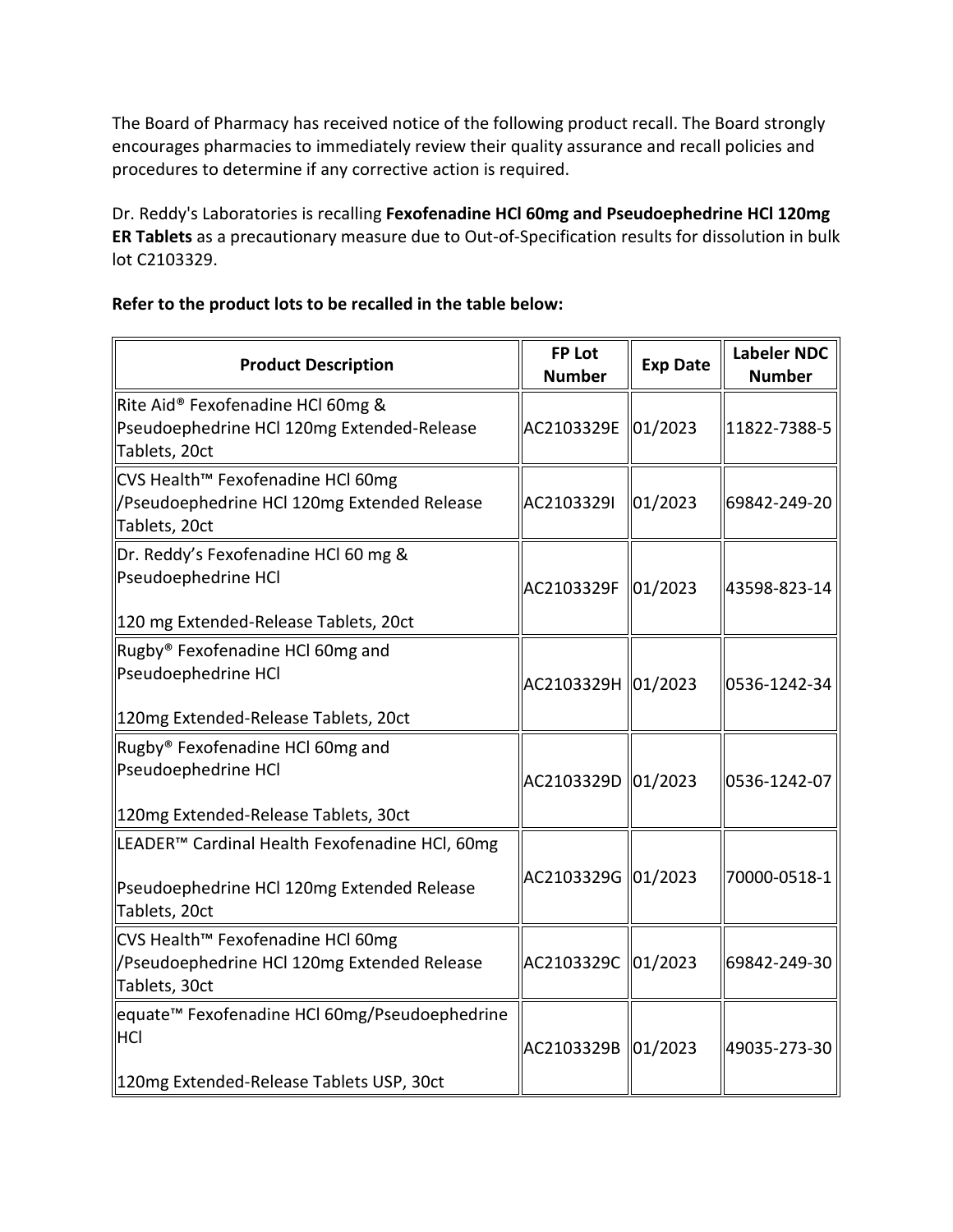The Board of Pharmacy has received notice of the following product recall. The Board strongly encourages pharmacies to immediately review their quality assurance and recall policies and procedures to determine if any corrective action is required.

Dr. Reddy's Laboratories is recalling **Fexofenadine HCl 60mg and Pseudoephedrine HCl 120mg ER Tablets** as a precautionary measure due to Out-of-Specification results for dissolution in bulk lot C2103329.

**Refer to the product lots to be recalled in the table below:**

| Product Description | FP Lot Number | Exp Date | Labeler NDC Number |
|---|---|---|---|
| Rite Aid® Fexofenadine HCl 60mg & Pseudoephedrine HCl 120mg Extended-Release Tablets, 20ct | AC2103329E | 01/2023 | 11822-7388-5 |
| CVS Health™ Fexofenadine HCl 60mg /Pseudoephedrine HCl 120mg Extended Release Tablets, 20ct | AC2103329I | 01/2023 | 69842-249-20 |
| Dr. Reddy's Fexofenadine HCl 60 mg & Pseudoephedrine HCl 120 mg Extended-Release Tablets, 20ct | AC2103329F | 01/2023 | 43598-823-14 |
| Rugby® Fexofenadine HCl 60mg and Pseudoephedrine HCl 120mg Extended-Release Tablets, 20ct | AC2103329H | 01/2023 | 0536-1242-34 |
| Rugby® Fexofenadine HCl 60mg and Pseudoephedrine HCl 120mg Extended-Release Tablets, 30ct | AC2103329D | 01/2023 | 0536-1242-07 |
| LEADER™ Cardinal Health Fexofenadine HCl, 60mg Pseudoephedrine HCl 120mg Extended Release Tablets, 20ct | AC2103329G | 01/2023 | 70000-0518-1 |
| CVS Health™ Fexofenadine HCl 60mg /Pseudoephedrine HCl 120mg Extended Release Tablets, 30ct | AC2103329C | 01/2023 | 69842-249-30 |
| equate™ Fexofenadine HCl 60mg/Pseudoephedrine HCl 120mg Extended-Release Tablets USP, 30ct | AC2103329B | 01/2023 | 49035-273-30 |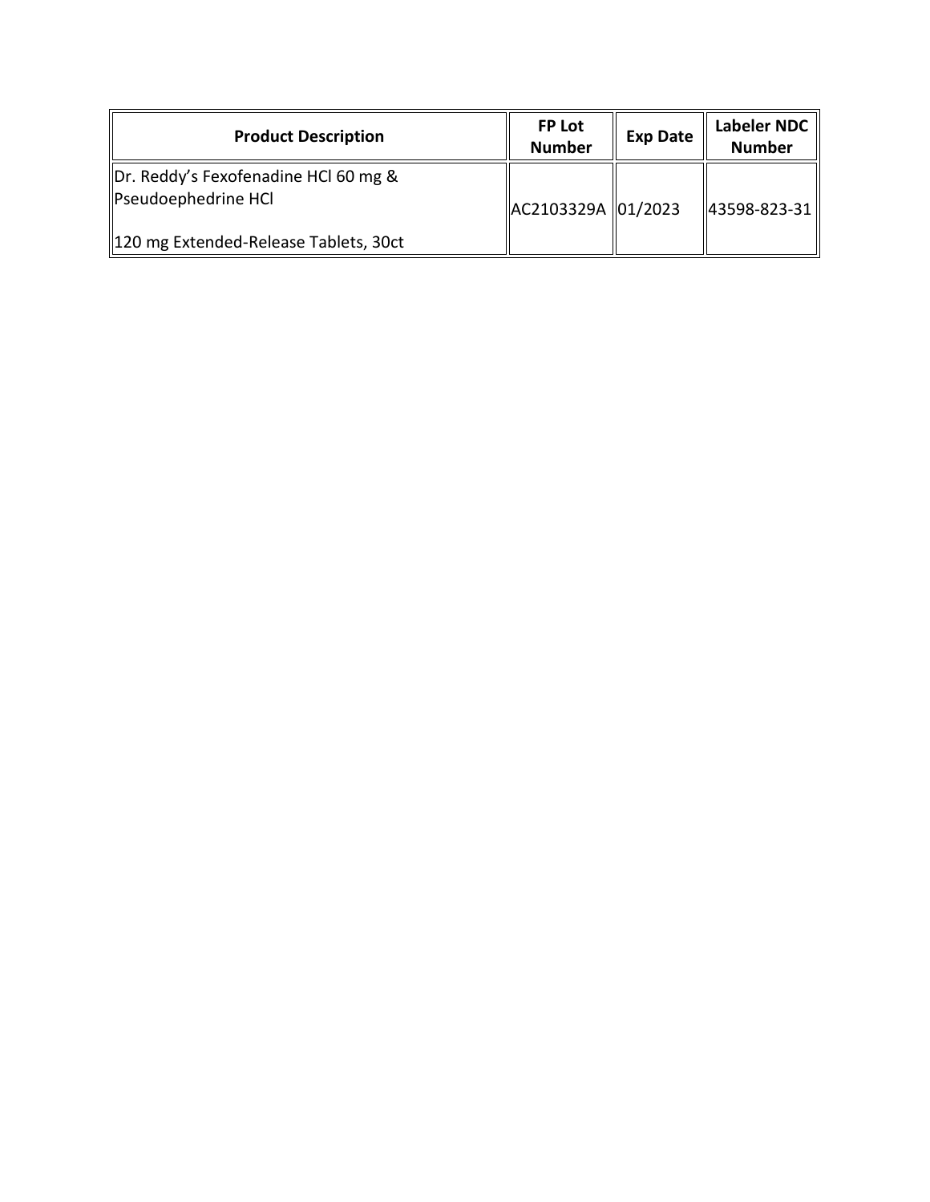| Product Description | FP Lot Number | Exp Date | Labeler NDC Number |
|---|---|---|---|
| Dr. Reddy's Fexofenadine HCl 60 mg & Pseudoephedrine HCl<br><br>120 mg Extended-Release Tablets, 30ct | AC2103329A | 01/2023 | 43598-823-31 |